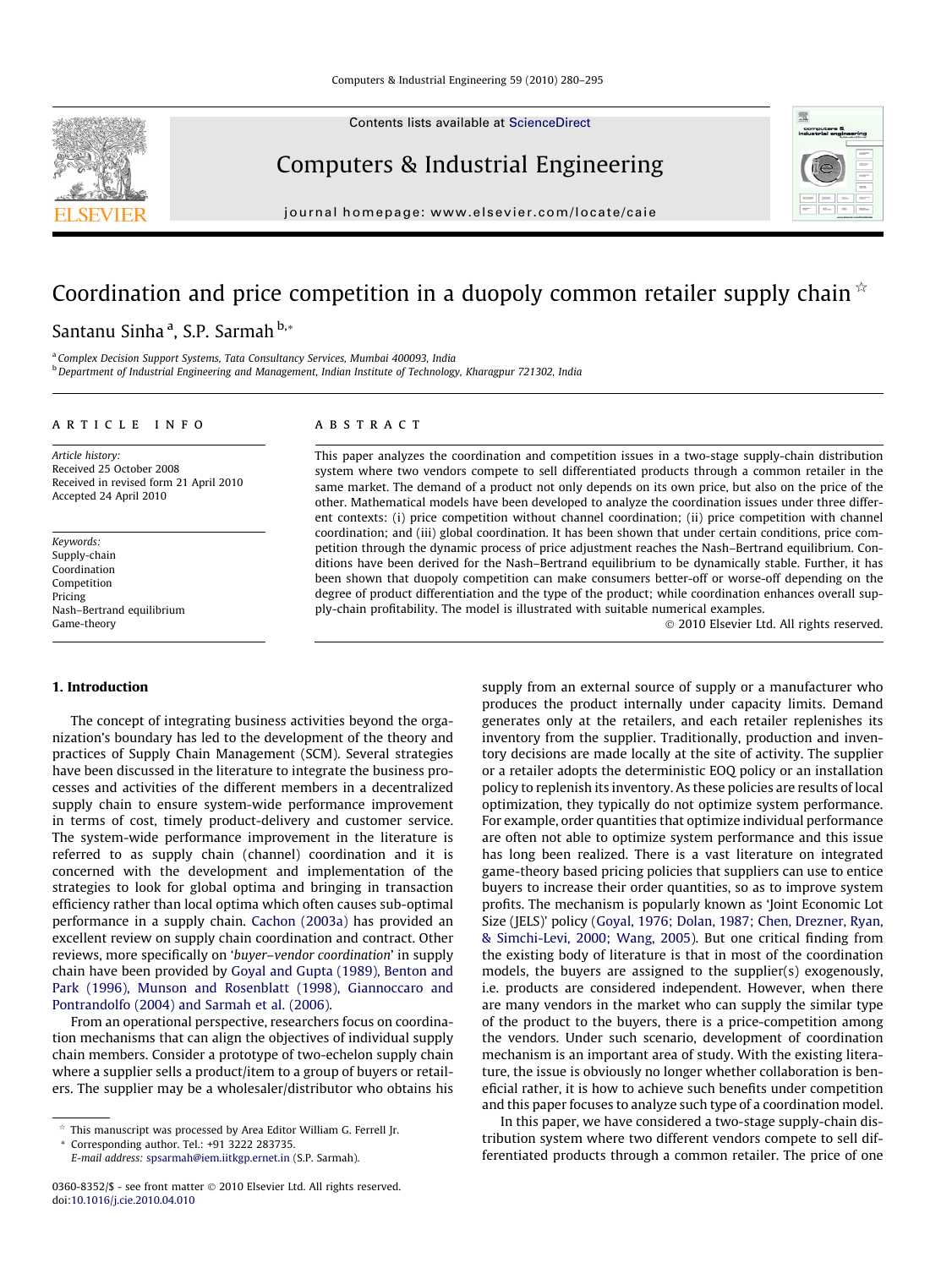# Coordination and price competition in a duopoly common retailer supply chain ☆

Santanu Sinha [a], S.P. Sarmah [b,*]

[a] Complex Decision Support Systems, Tata Consultancy Services, Mumbai 400093, India

[b] Department of Industrial Engineering and Management, Indian Institute of Technology, Kharagpur 721302, India

## ARTICLE INFO

*Article history:*
Received 25 October 2008
Received in revised form 21 April 2010
Accepted 24 April 2010

*Keywords:*
Supply-chain
Coordination
Competition
Pricing
Nash–Bertrand equilibrium
Game-theory

## ABSTRACT

This paper analyzes the coordination and competition issues in a two-stage supply-chain distribution system where two vendors compete to sell differentiated products through a common retailer in the same market. The demand of a product not only depends on its own price, but also on the price of the other. Mathematical models have been developed to analyze the coordination issues under three different contexts: (i) price competition without channel coordination; (ii) price competition with channel coordination; and (iii) global coordination. It has been shown that under certain conditions, price competition through the dynamic process of price adjustment reaches the Nash–Bertrand equilibrium. Conditions have been derived for the Nash–Bertrand equilibrium to be dynamically stable. Further, it has been shown that duopoly competition can make consumers better-off or worse-off depending on the degree of product differentiation and the type of the product; while coordination enhances overall supply-chain profitability. The model is illustrated with suitable numerical examples.

© 2010 Elsevier Ltd. All rights reserved.

## 1. Introduction

The concept of integrating business activities beyond the organization's boundary has led to the development of the theory and practices of Supply Chain Management (SCM). Several strategies have been discussed in the literature to integrate the business processes and activities of the different members in a decentralized supply chain to ensure system-wide performance improvement in terms of cost, timely product-delivery and customer service. The system-wide performance improvement in the literature is referred to as supply chain (channel) coordination and it is concerned with the development and implementation of the strategies to look for global optima and bringing in transaction efficiency rather than local optima which often causes sub-optimal performance in a supply chain. Cachon (2003a) has provided an excellent review on supply chain coordination and contract. Other reviews, more specifically on '*buyer–vendor coordination*' in supply chain have been provided by Goyal and Gupta (1989), Benton and Park (1996), Munson and Rosenblatt (1998), Giannoccaro and Pontrandolfo (2004) and Sarmah et al. (2006).

From an operational perspective, researchers focus on coordination mechanisms that can align the objectives of individual supply chain members. Consider a prototype of two-echelon supply chain where a supplier sells a product/item to a group of buyers or retailers. The supplier may be a wholesaler/distributor who obtains his supply from an external source of supply or a manufacturer who produces the product internally under capacity limits. Demand generates only at the retailers, and each retailer replenishes its inventory from the supplier. Traditionally, production and inventory decisions are made locally at the site of activity. The supplier or a retailer adopts the deterministic EOQ policy or an installation policy to replenish its inventory. As these policies are results of local optimization, they typically do not optimize system performance. For example, order quantities that optimize individual performance are often not able to optimize system performance and this issue has long been realized. There is a vast literature on integrated game-theory based pricing policies that suppliers can use to entice buyers to increase their order quantities, so as to improve system profits. The mechanism is popularly known as 'Joint Economic Lot Size (JELS)' policy (Goyal, 1976; Dolan, 1987; Chen, Drezner, Ryan, & Simchi-Levi, 2000; Wang, 2005). But one critical finding from the existing body of literature is that in most of the coordination models, the buyers are assigned to the supplier(s) exogenously, i.e. products are considered independent. However, when there are many vendors in the market who can supply the similar type of the product to the buyers, there is a price-competition among the vendors. Under such scenario, development of coordination mechanism is an important area of study. With the existing literature, the issue is obviously no longer whether collaboration is beneficial rather, it is how to achieve such benefits under competition and this paper focuses to analyze such type of a coordination model.

In this paper, we have considered a two-stage supply-chain distribution system where two different vendors compete to sell differentiated products through a common retailer. The price of one

☆ This manuscript was processed by Area Editor William G. Ferrell Jr.

\* Corresponding author. Tel.: +91 3222 283735.
E-mail address: spsarmah@iem.iitkgp.ernet.in (S.P. Sarmah).

0360-8352/$ - see front matter © 2010 Elsevier Ltd. All rights reserved.
doi:10.1016/j.cie.2010.04.010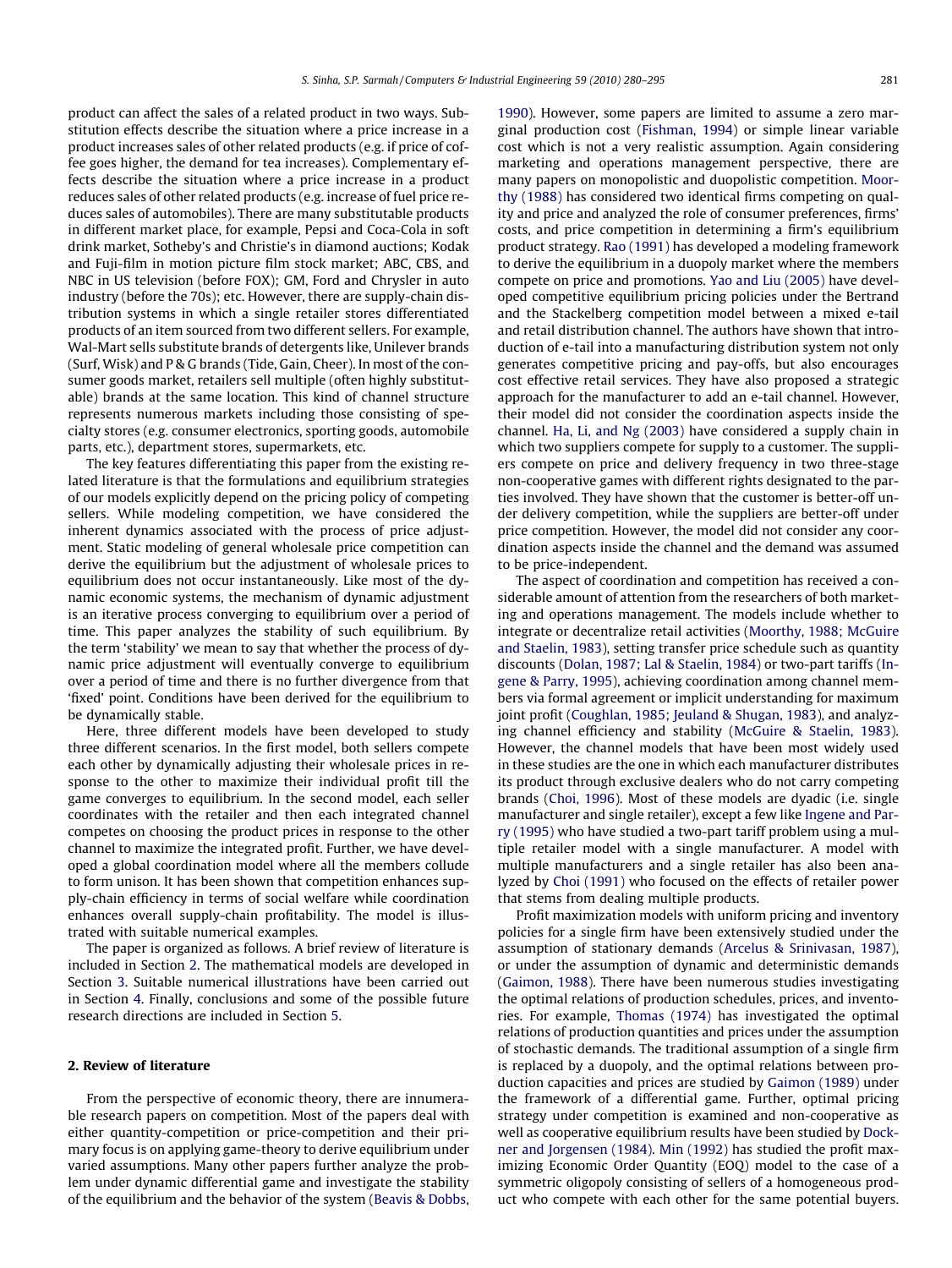product can affect the sales of a related product in two ways. Substitution effects describe the situation where a price increase in a product increases sales of other related products (e.g. if price of coffee goes higher, the demand for tea increases). Complementary effects describe the situation where a price increase in a product reduces sales of other related products (e.g. increase of fuel price reduces sales of automobiles). There are many substitutable products in different market place, for example, Pepsi and Coca-Cola in soft drink market, Sotheby's and Christie's in diamond auctions; Kodak and Fuji-film in motion picture film stock market; ABC, CBS, and NBC in US television (before FOX); GM, Ford and Chrysler in auto industry (before the 70s); etc. However, there are supply-chain distribution systems in which a single retailer stores differentiated products of an item sourced from two different sellers. For example, Wal-Mart sells substitute brands of detergents like, Unilever brands (Surf, Wisk) and P & G brands (Tide, Gain, Cheer). In most of the consumer goods market, retailers sell multiple (often highly substitutable) brands at the same location. This kind of channel structure represents numerous markets including those consisting of specialty stores (e.g. consumer electronics, sporting goods, automobile parts, etc.), department stores, supermarkets, etc.

The key features differentiating this paper from the existing related literature is that the formulations and equilibrium strategies of our models explicitly depend on the pricing policy of competing sellers. While modeling competition, we have considered the inherent dynamics associated with the process of price adjustment. Static modeling of general wholesale price competition can derive the equilibrium but the adjustment of wholesale prices to equilibrium does not occur instantaneously. Like most of the dynamic economic systems, the mechanism of dynamic adjustment is an iterative process converging to equilibrium over a period of time. This paper analyzes the stability of such equilibrium. By the term 'stability' we mean to say that whether the process of dynamic price adjustment will eventually converge to equilibrium over a period of time and there is no further divergence from that 'fixed' point. Conditions have been derived for the equilibrium to be dynamically stable.

Here, three different models have been developed to study three different scenarios. In the first model, both sellers compete each other by dynamically adjusting their wholesale prices in response to the other to maximize their individual profit till the game converges to equilibrium. In the second model, each seller coordinates with the retailer and then each integrated channel competes on choosing the product prices in response to the other channel to maximize the integrated profit. Further, we have developed a global coordination model where all the members collude to form unison. It has been shown that competition enhances supply-chain efficiency in terms of social welfare while coordination enhances overall supply-chain profitability. The model is illustrated with suitable numerical examples.

The paper is organized as follows. A brief review of literature is included in Section 2. The mathematical models are developed in Section 3. Suitable numerical illustrations have been carried out in Section 4. Finally, conclusions and some of the possible future research directions are included in Section 5.

## 2. Review of literature

From the perspective of economic theory, there are innumerable research papers on competition. Most of the papers deal with either quantity-competition or price-competition and their primary focus is on applying game-theory to derive equilibrium under varied assumptions. Many other papers further analyze the problem under dynamic differential game and investigate the stability of the equilibrium and the behavior of the system (Beavis & Dobbs, 1990). However, some papers are limited to assume a zero marginal production cost (Fishman, 1994) or simple linear variable cost which is not a very realistic assumption. Again considering marketing and operations management perspective, there are many papers on monopolistic and duopolistic competition. Moorthy (1988) has considered two identical firms competing on quality and price and analyzed the role of consumer preferences, firms' costs, and price competition in determining a firm's equilibrium product strategy. Rao (1991) has developed a modeling framework to derive the equilibrium in a duopoly market where the members compete on price and promotions. Yao and Liu (2005) have developed competitive equilibrium pricing policies under the Bertrand and the Stackelberg competition model between a mixed e-tail and retail distribution channel. The authors have shown that introduction of e-tail into a manufacturing distribution system not only generates competitive pricing and pay-offs, but also encourages cost effective retail services. They have also proposed a strategic approach for the manufacturer to add an e-tail channel. However, their model did not consider the coordination aspects inside the channel. Ha, Li, and Ng (2003) have considered a supply chain in which two suppliers compete for supply to a customer. The suppliers compete on price and delivery frequency in two three-stage non-cooperative games with different rights designated to the parties involved. They have shown that the customer is better-off under delivery competition, while the suppliers are better-off under price competition. However, the model did not consider any coordination aspects inside the channel and the demand was assumed to be price-independent.

The aspect of coordination and competition has received a considerable amount of attention from the researchers of both marketing and operations management. The models include whether to integrate or decentralize retail activities (Moorthy, 1988; McGuire and Staelin, 1983), setting transfer price schedule such as quantity discounts (Dolan, 1987; Lal & Staelin, 1984) or two-part tariffs (Ingene & Parry, 1995), achieving coordination among channel members via formal agreement or implicit understanding for maximum joint profit (Coughlan, 1985; Jeuland & Shugan, 1983), and analyzing channel efficiency and stability (McGuire & Staelin, 1983). However, the channel models that have been most widely used in these studies are the one in which each manufacturer distributes its product through exclusive dealers who do not carry competing brands (Choi, 1996). Most of these models are dyadic (i.e. single manufacturer and single retailer), except a few like Ingene and Parry (1995) who have studied a two-part tariff problem using a multiple retailer model with a single manufacturer. A model with multiple manufacturers and a single retailer has also been analyzed by Choi (1991) who focused on the effects of retailer power that stems from dealing multiple products.

Profit maximization models with uniform pricing and inventory policies for a single firm have been extensively studied under the assumption of stationary demands (Arcelus & Srinivasan, 1987), or under the assumption of dynamic and deterministic demands (Gaimon, 1988). There have been numerous studies investigating the optimal relations of production schedules, prices, and inventories. For example, Thomas (1974) has investigated the optimal relations of production quantities and prices under the assumption of stochastic demands. The traditional assumption of a single firm is replaced by a duopoly, and the optimal relations between production capacities and prices are studied by Gaimon (1989) under the framework of a differential game. Further, optimal pricing strategy under competition is examined and non-cooperative as well as cooperative equilibrium results have been studied by Dockner and Jorgensen (1984). Min (1992) has studied the profit maximizing Economic Order Quantity (EOQ) model to the case of a symmetric oligopoly consisting of sellers of a homogeneous product who compete with each other for the same potential buyers.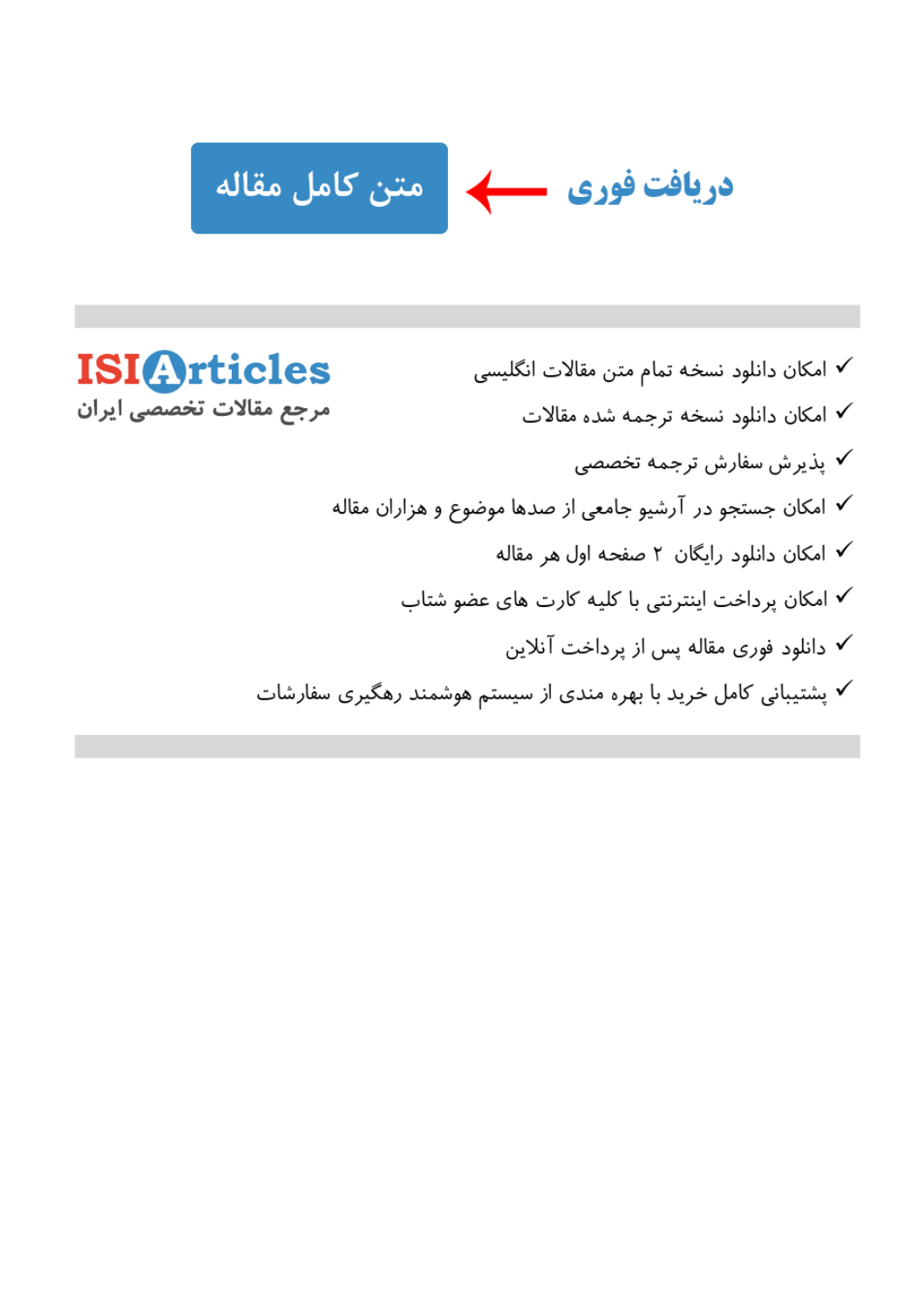دریافت فوری ← متن کامل مقاله

**ISIArticles**

مرجع مقالات تخصصی ایران

- ✓ امکان دانلود نسخه تمام متن مقالات انگلیسی
- ✓ امکان دانلود نسخه ترجمه شده مقالات
- ✓ پذیرش سفارش ترجمه تخصصی
- ✓ امکان جستجو در آرشیو جامعی از صدها موضوع و هزاران مقاله
- ✓ امکان دانلود رایگان ۲ صفحه اول هر مقاله
- ✓ امکان پرداخت اینترنتی با کلیه کارت های عضو شتاب
- ✓ دانلود فوری مقاله پس از پرداخت آنلاین
- ✓ پشتیبانی کامل خرید با بهره مندی از سیستم هوشمند رهگیری سفارشات